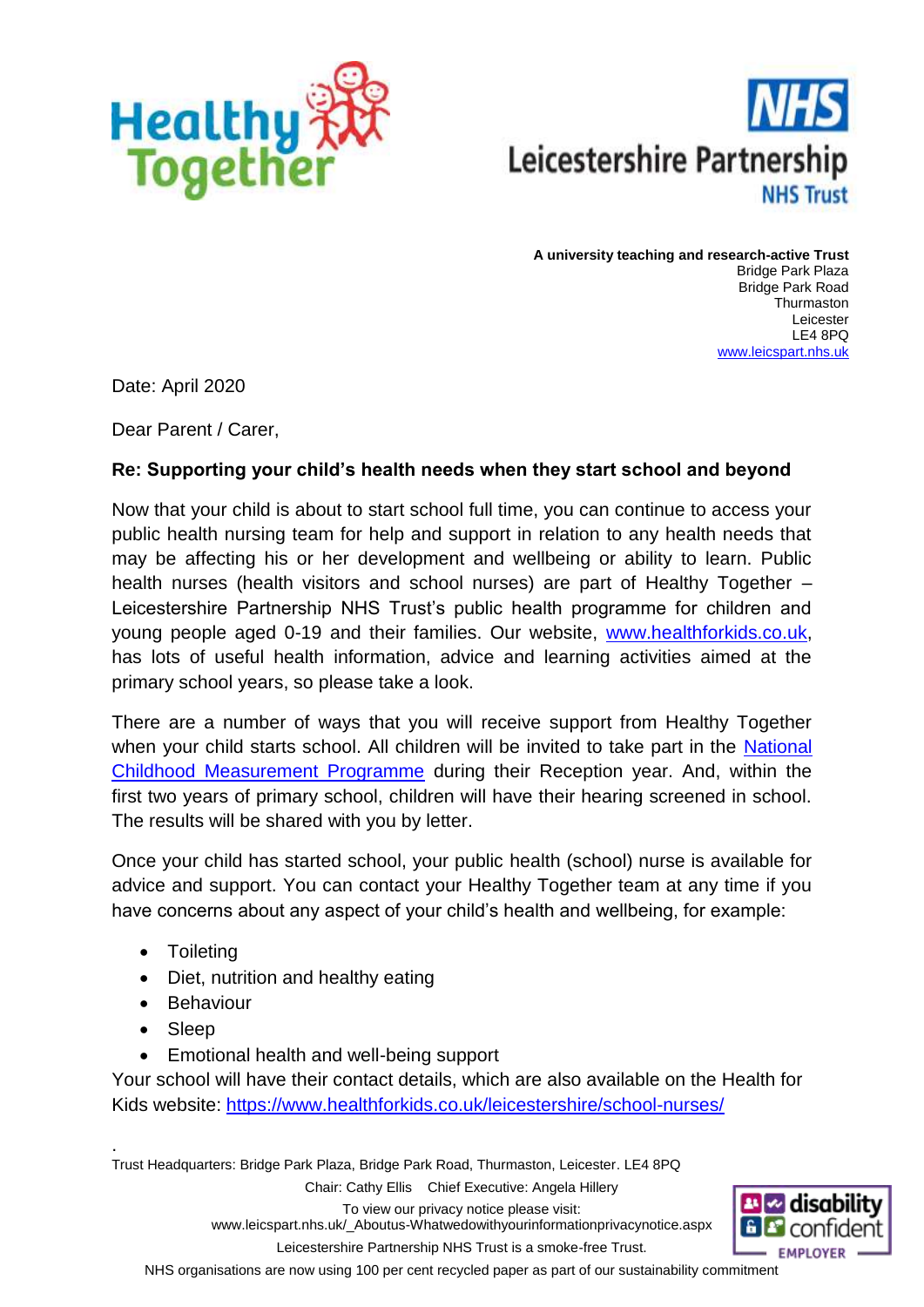Healthy Together

NHS Leicestershire Partnership NHS Trust

**A university teaching and research-active Trust**
Bridge Park Plaza
Bridge Park Road
Thurmaston
Leicester
LE4 8PQ
www.leicspart.nhs.uk

Date: April 2020

Dear Parent / Carer,

**Re: Supporting your child's health needs when they start school and beyond**

Now that your child is about to start school full time, you can continue to access your public health nursing team for help and support in relation to any health needs that may be affecting his or her development and wellbeing or ability to learn. Public health nurses (health visitors and school nurses) are part of Healthy Together – Leicestershire Partnership NHS Trust's public health programme for children and young people aged 0-19 and their families. Our website, www.healthforkids.co.uk, has lots of useful health information, advice and learning activities aimed at the primary school years, so please take a look.

There are a number of ways that you will receive support from Healthy Together when your child starts school. All children will be invited to take part in the National Childhood Measurement Programme during their Reception year. And, within the first two years of primary school, children will have their hearing screened in school. The results will be shared with you by letter.

Once your child has started school, your public health (school) nurse is available for advice and support. You can contact your Healthy Together team at any time if you have concerns about any aspect of your child's health and wellbeing, for example:

- Toileting
- Diet, nutrition and healthy eating
- Behaviour
- Sleep
- Emotional health and well-being support

Your school will have their contact details, which are also available on the Health for Kids website: https://www.healthforkids.co.uk/leicestershire/school-nurses/

Trust Headquarters: Bridge Park Plaza, Bridge Park Road, Thurmaston, Leicester. LE4 8PQ
Chair: Cathy Ellis Chief Executive: Angela Hillery
To view our privacy notice please visit:
www.leicspart.nhs.uk/_Aboutus-Whatwedowithyourinformationprivacynotice.aspx
Leicestershire Partnership NHS Trust is a smoke-free Trust.
NHS organisations are now using 100 per cent recycled paper as part of our sustainability commitment

disability confident EMPLOYER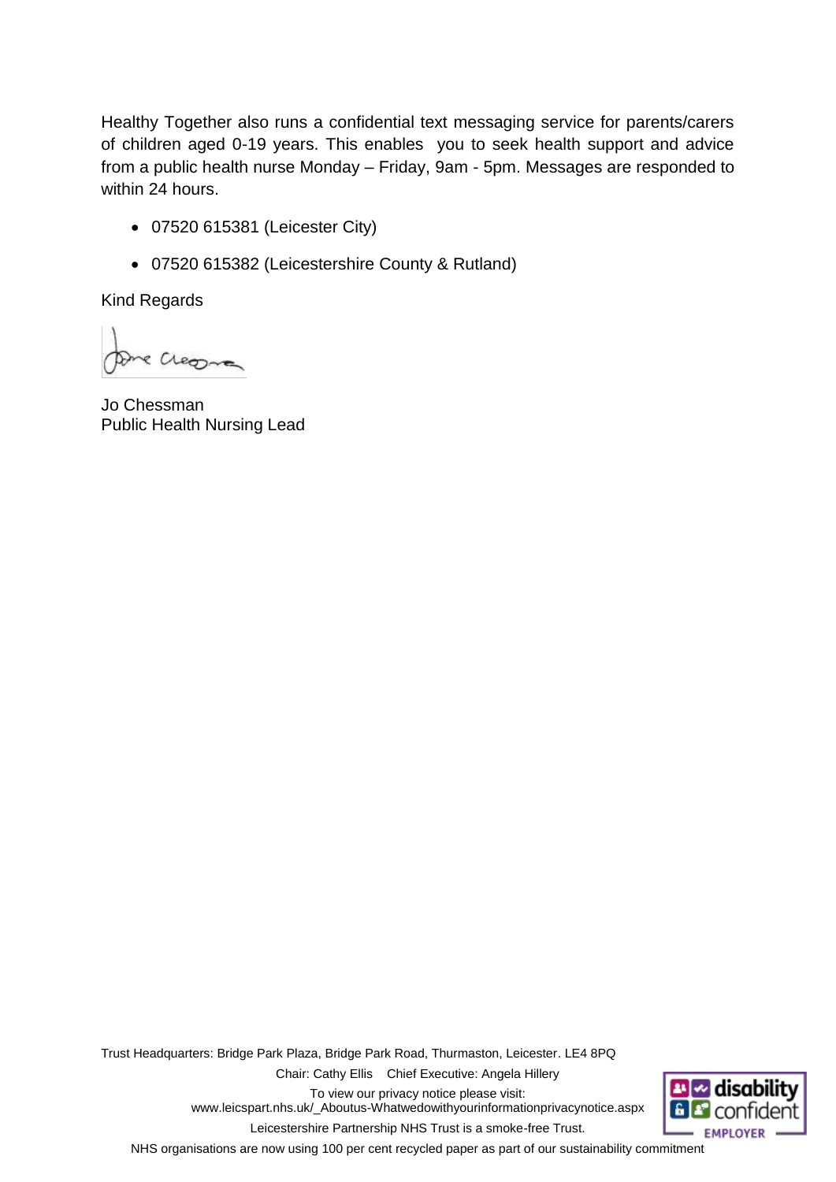Healthy Together also runs a confidential text messaging service for parents/carers of children aged 0-19 years. This enables you to seek health support and advice from a public health nurse Monday – Friday, 9am - 5pm. Messages are responded to within 24 hours.

- 07520 615381 (Leicester City)
- 07520 615382 (Leicestershire County & Rutland)

Kind Regards

Jo Chessman
Public Health Nursing Lead

Trust Headquarters: Bridge Park Plaza, Bridge Park Road, Thurmaston, Leicester. LE4 8PQ

Chair: Cathy Ellis Chief Executive: Angela Hillery

To view our privacy notice please visit:
www.leicspart.nhs.uk/_Aboutus-Whatwedowithyourinformationprivacynotice.aspx

Leicestershire Partnership NHS Trust is a smoke-free Trust.

NHS organisations are now using 100 per cent recycled paper as part of our sustainability commitment